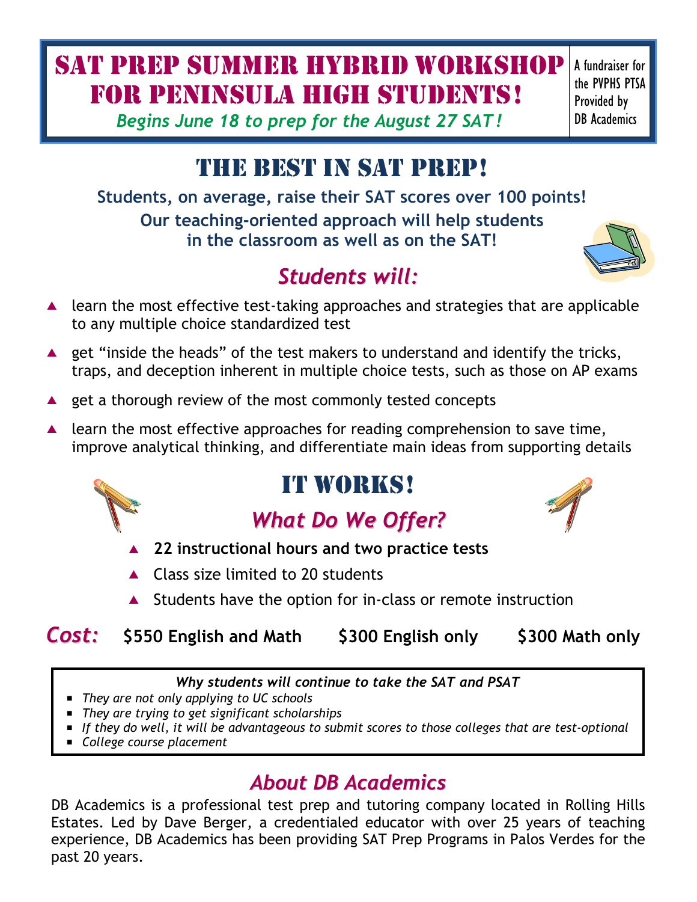# SAT Prep Summer Hybrid Workshop for Peninsula High Students!

*Begins June 18 to prep for the August 27 SAT!*

A fundraiser for the PVPHS PTSA
Provided by DB Academics

## The Best in SAT Prep!

**Students, on average, raise their SAT scores over 100 points!**

**Our teaching-oriented approach will help students in the classroom as well as on the SAT!**

### *Students will:*

- learn the most effective test-taking approaches and strategies that are applicable to any multiple choice standardized test
- get "inside the heads" of the test makers to understand and identify the tricks, traps, and deception inherent in multiple choice tests, such as those on AP exams
- get a thorough review of the most commonly tested concepts
- learn the most effective approaches for reading comprehension to save time, improve analytical thinking, and differentiate main ideas from supporting details

## It Works!

### *What Do We Offer?*

- **22 instructional hours and two practice tests**
- Class size limited to 20 students
- Students have the option for in-class or remote instruction

***Cost:*** **$550 English and Math** **$300 English only** **$300 Math only**

*Why students will continue to take the SAT and PSAT*

- *They are not only applying to UC schools*
- *They are trying to get significant scholarships*
- *If they do well, it will be advantageous to submit scores to those colleges that are test-optional*
- *College course placement*

### *About DB Academics*

DB Academics is a professional test prep and tutoring company located in Rolling Hills Estates. Led by Dave Berger, a credentialed educator with over 25 years of teaching experience, DB Academics has been providing SAT Prep Programs in Palos Verdes for the past 20 years.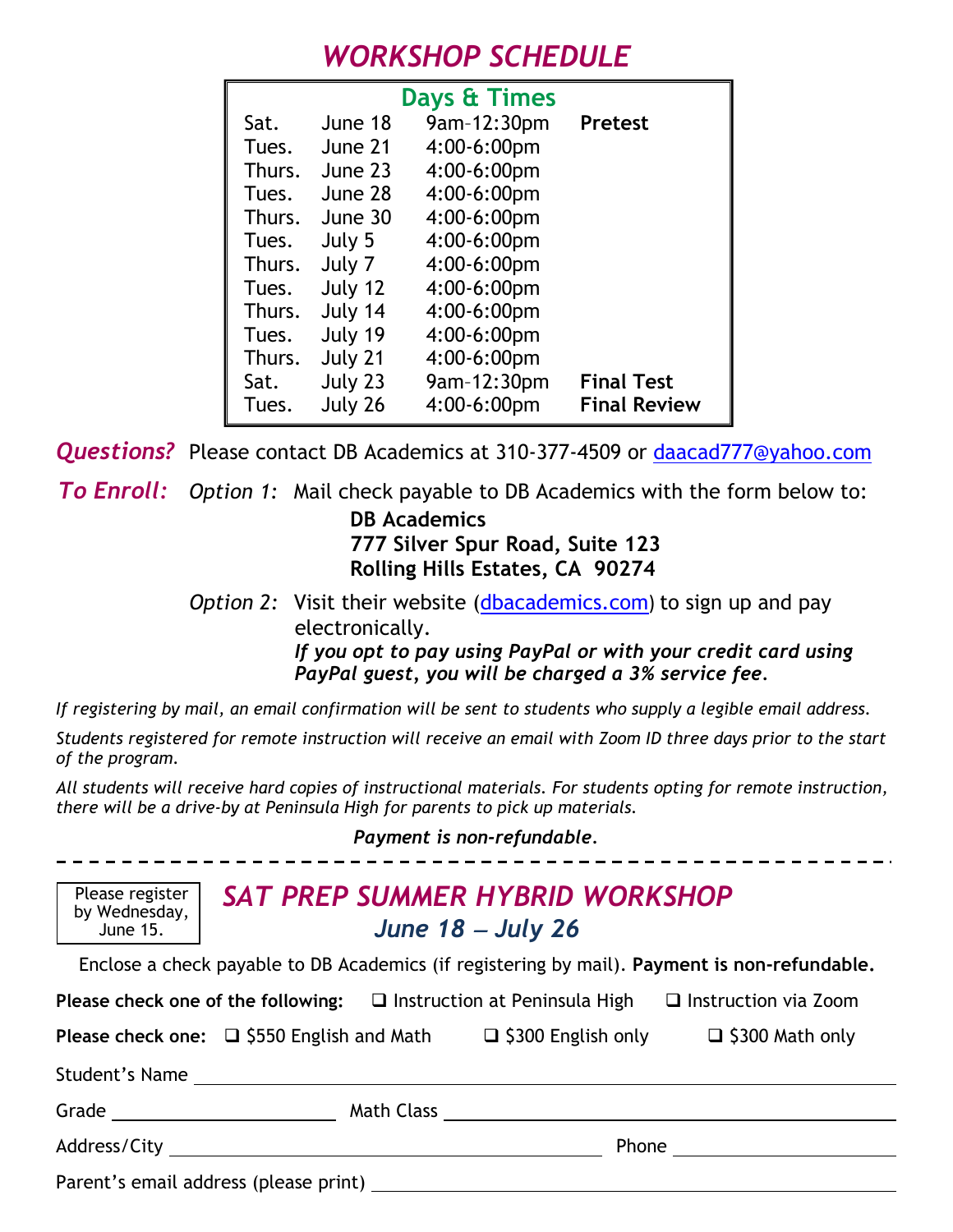# WORKSHOP SCHEDULE

| Days & Times | | | |
|---|---|---|---|
| Sat. | June 18 | 9am–12:30pm | **Pretest** |
| Tues. | June 21 | 4:00-6:00pm | |
| Thurs. | June 23 | 4:00-6:00pm | |
| Tues. | June 28 | 4:00-6:00pm | |
| Thurs. | June 30 | 4:00-6:00pm | |
| Tues. | July 5 | 4:00-6:00pm | |
| Thurs. | July 7 | 4:00-6:00pm | |
| Tues. | July 12 | 4:00-6:00pm | |
| Thurs. | July 14 | 4:00-6:00pm | |
| Tues. | July 19 | 4:00-6:00pm | |
| Thurs. | July 21 | 4:00-6:00pm | |
| Sat. | July 23 | 9am–12:30pm | **Final Test** |
| Tues. | July 26 | 4:00-6:00pm | **Final Review** |

***Questions?*** Please contact DB Academics at 310-377-4509 or daacad777@yahoo.com

***To Enroll:*** *Option 1:* Mail check payable to DB Academics with the form below to:

**DB Academics**
**777 Silver Spur Road, Suite 123**
**Rolling Hills Estates, CA 90274**

*Option 2:* Visit their website (dbacademics.com) to sign up and pay electronically.
***If you opt to pay using PayPal or with your credit card using PayPal guest, you will be charged a 3% service fee.***

*If registering by mail, an email confirmation will be sent to students who supply a legible email address.*

*Students registered for remote instruction will receive an email with Zoom ID three days prior to the start of the program.*

*All students will receive hard copies of instructional materials. For students opting for remote instruction, there will be a drive-by at Peninsula High for parents to pick up materials.*

***Payment is non-refundable.***

---

Please register by Wednesday, June 15.

## *SAT PREP SUMMER HYBRID WORKSHOP*

### *June 18 – July 26*

Enclose a check payable to DB Academics (if registering by mail). **Payment is non-refundable.**

**Please check one of the following:** ❑ Instruction at Peninsula High ❑ Instruction via Zoom

**Please check one:** ❑ $550 English and Math ❑ $300 English only ❑ $300 Math only

Student's Name ______________________________

Grade ______________ Math Class ______________________________

Address/City ______________________________ Phone ______________

Parent's email address (please print) ______________________________